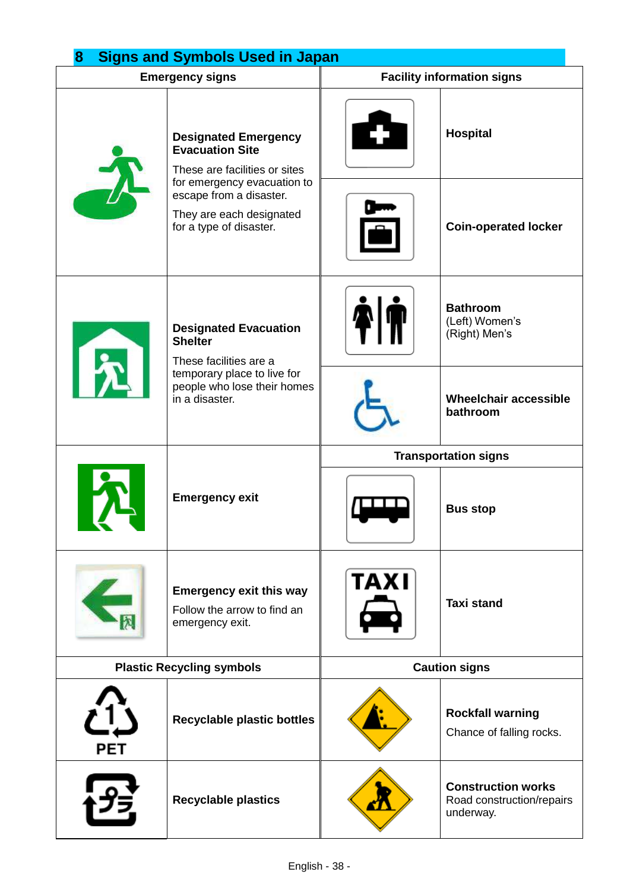## 8 Signs and Symbols Used in Japan

| Emergency signs | | Facility information signs | |
|---|---|---|---|
| | **Designated Emergency Evacuation Site**<br>These are facilities or sites for emergency evacuation to escape from a disaster.<br>They are each designated for a type of disaster. | | **Hospital** |
| | | | **Coin-operated locker** |
| | **Designated Evacuation Shelter**<br>These facilities are a temporary place to live for people who lose their homes in a disaster. | | **Bathroom**<br>(Left) Women's<br>(Right) Men's |
| | | | **Wheelchair accessible bathroom** |
| | **Emergency exit** | **Transportation signs** | |
| | | TAXI | **Bus stop** |
| | **Emergency exit this way**<br>Follow the arrow to find an emergency exit. | | **Taxi stand** |
| **Plastic Recycling symbols** | | **Caution signs** | |
| PET | **Recyclable plastic bottles** | | **Rockfall warning**<br>Chance of falling rocks. |
| | **Recyclable plastics** | | **Construction works**<br>Road construction/repairs underway. |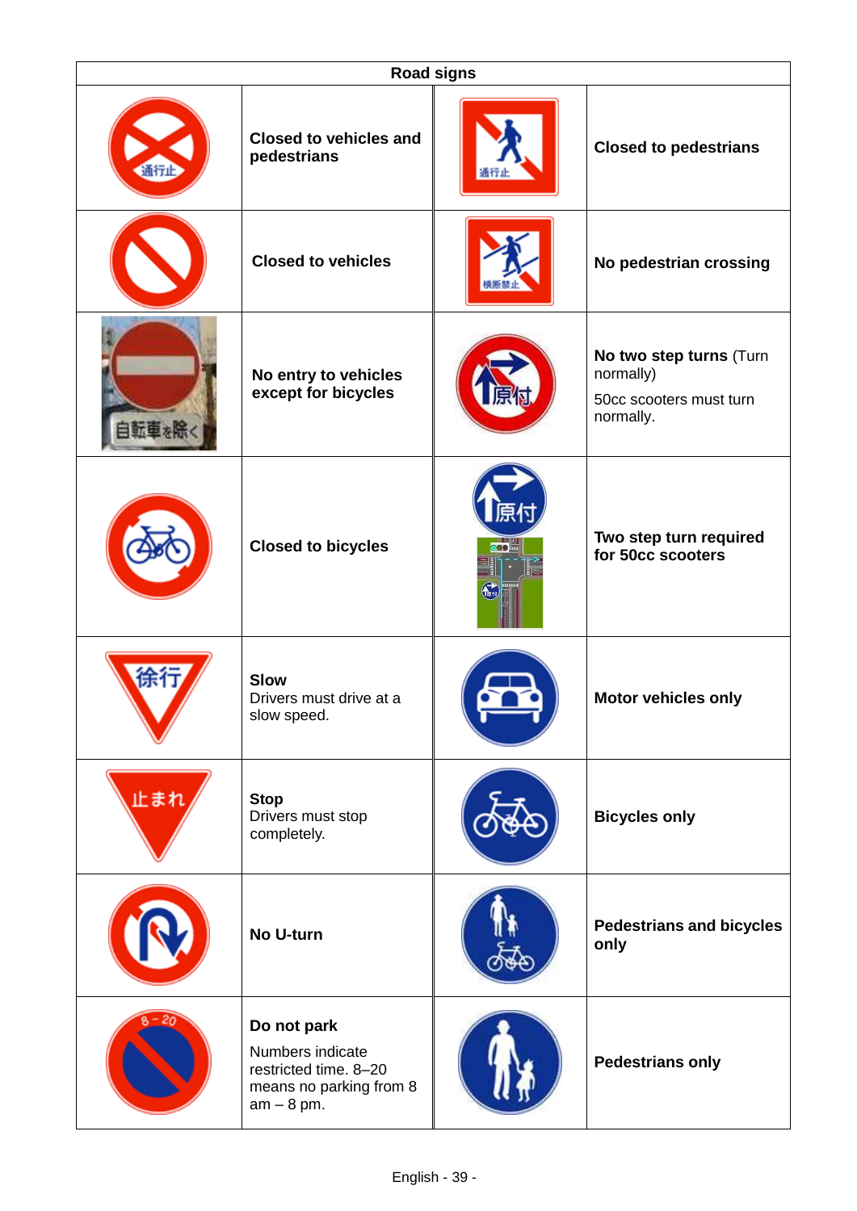| Road signs | | | |
|---|---|---|---|
| | **Closed to vehicles and pedestrians** | | **Closed to pedestrians** |
| | **Closed to vehicles** | | **No pedestrian crossing** |
| | **No entry to vehicles except for bicycles** | | **No two step turns** (Turn normally)<br>50cc scooters must turn normally. |
| | **Closed to bicycles** | | **Two step turn required for 50cc scooters** |
| | **Slow**<br>Drivers must drive at a slow speed. | | **Motor vehicles only** |
| | **Stop**<br>Drivers must stop completely. | | **Bicycles only** |
| | **No U-turn** | | **Pedestrians and bicycles only** |
| | **Do not park**<br>Numbers indicate restricted time. 8–20 means no parking from 8 am – 8 pm. | | **Pedestrians only** |